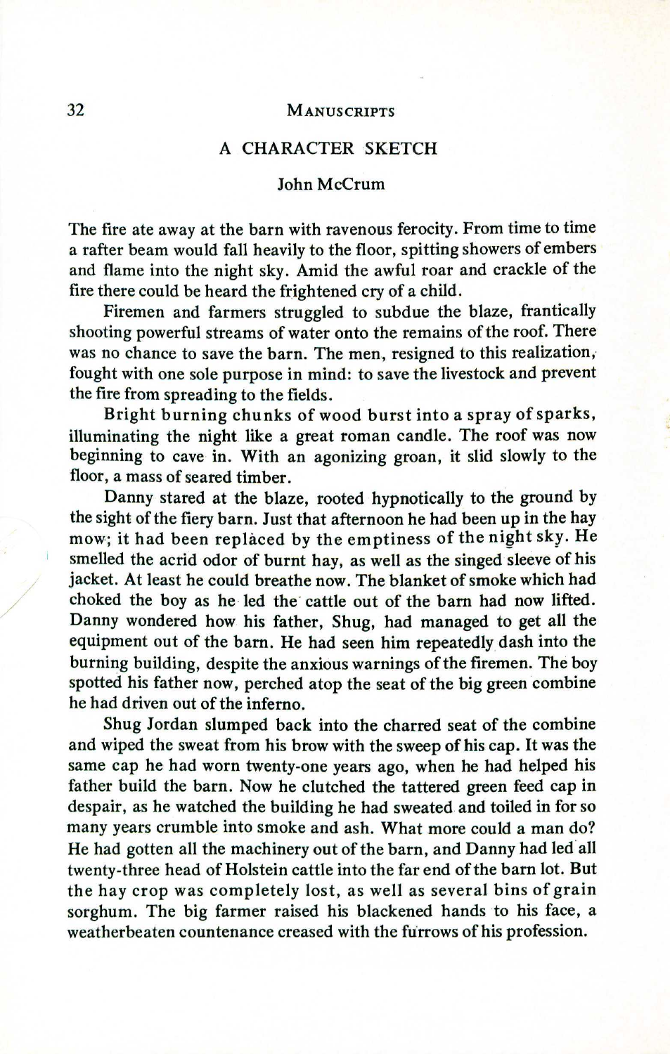## A CHARACTER SKETCH

John McCrum

The fire ate away at the barn with ravenous ferocity. From time to time a rafter beam would fall heavily to the floor, spitting showers of embers and flame into the night sky. Amid the awful roar and crackle of the fire there could be heard the frightened cry of a child.

Firemen and farmers struggled to subdue the blaze, frantically shooting powerful streams of water onto the remains of the roof. There was no chance to save the barn. The men, resigned to this realization, fought with one sole purpose in mind: to save the livestock and prevent the fire from spreading to the fields.

Bright burning chunks of wood burst into a spray of sparks, illuminating the night like a great roman candle. The roof was now beginning to cave in. With an agonizing groan, it slid slowly to the floor, a mass of seared timber.

Danny stared at the blaze, rooted hypnotically to the ground by the sight of the fiery barn. Just that afternoon he had been up in the hay mow; it had been replaced by the emptiness of the night sky. He smelled the acrid odor of burnt hay, as well as the singed sleeve of his jacket. At least he could breathe now. The blanket of smoke which had choked the boy as he led the cattle out of the barn had now lifted. Danny wondered how his father, Shug, had managed to get all the equipment out of the barn. He had seen him repeatedly dash into the burning building, despite the anxious warnings of the firemen. The boy spotted his father now, perched atop the seat of the big green combine he had driven out of the inferno.

Shug Jordan slumped back into the charred seat of the combine and wiped the sweat from his brow with the sweep of his cap. It was the same cap he had worn twenty-one years ago, when he had helped his father build the barn. Now he clutched the tattered green feed cap in despair, as he watched the building he had sweated and toiled in for so many years crumble into smoke and ash. What more could a man do? He had gotten all the machinery out of the barn, and Danny had led all twenty-three head of Holstein cattle into the far end of the barn lot. But the hay crop was completely lost, as well as several bins of grain sorghum. The big farmer raised his blackened hands to his face, a weatherbeaten countenance creased with the furrows of his profession.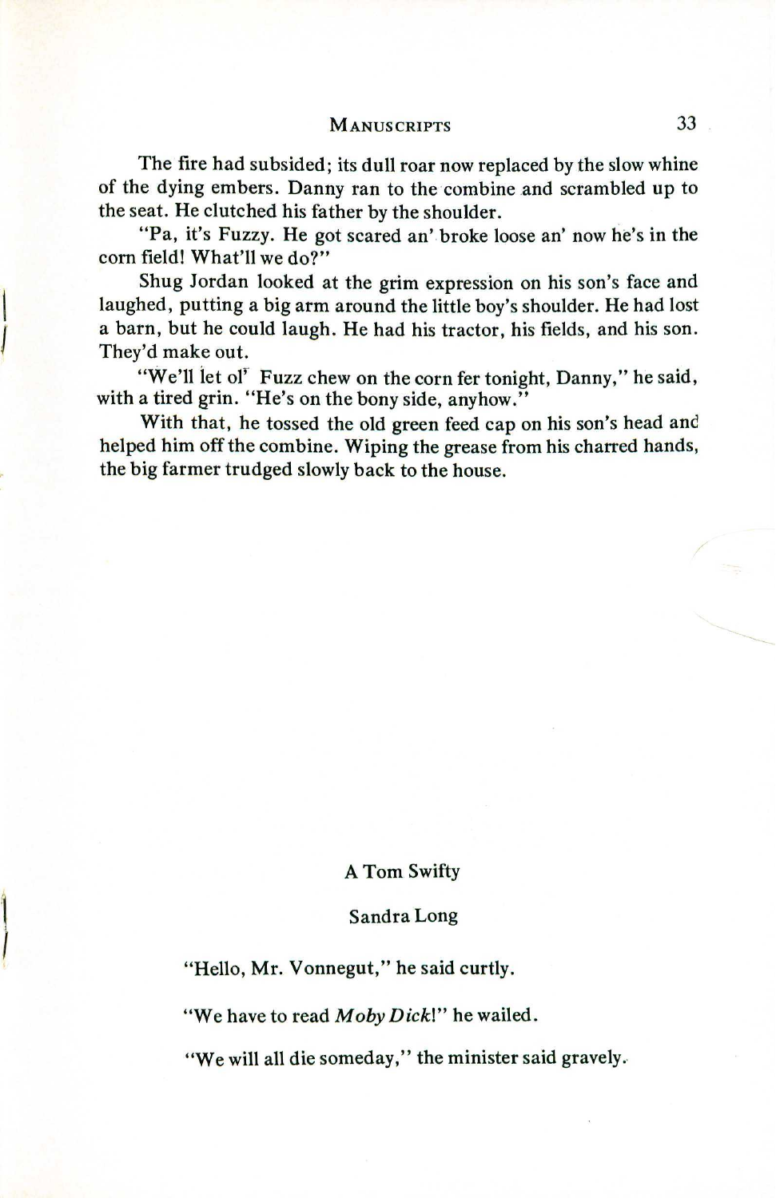The fire had subsided; its dull roar now replaced by the slow whine of the dying embers. Danny ran to the combine and scrambled up to the seat. He clutched his father by the shoulder.

"Pa, it's Fuzzy. He got scared an' broke loose an' now he's in the corn field! What'll we do?"

Shug Jordan looked at the grim expression on his son's face and laughed, putting a big arm around the little boy's shoulder. He had lost a barn, but he could laugh. He had his tractor, his fields, and his son. They'd make out.

"We'll let ol' Fuzz chew on the corn fer tonight, Danny," he said, with a tired grin. "He's on the bony side, anyhow."

With that, he tossed the old green feed cap on his son's head and helped him off the combine. Wiping the grease from his charred hands, the big farmer trudged slowly back to the house.

## A Tom Swifty

Sandra Long

"Hello, Mr. Vonnegut," he said curtly.

"We have to read *Moby Dick*!" he wailed.

"We will all die someday," the minister said gravely.